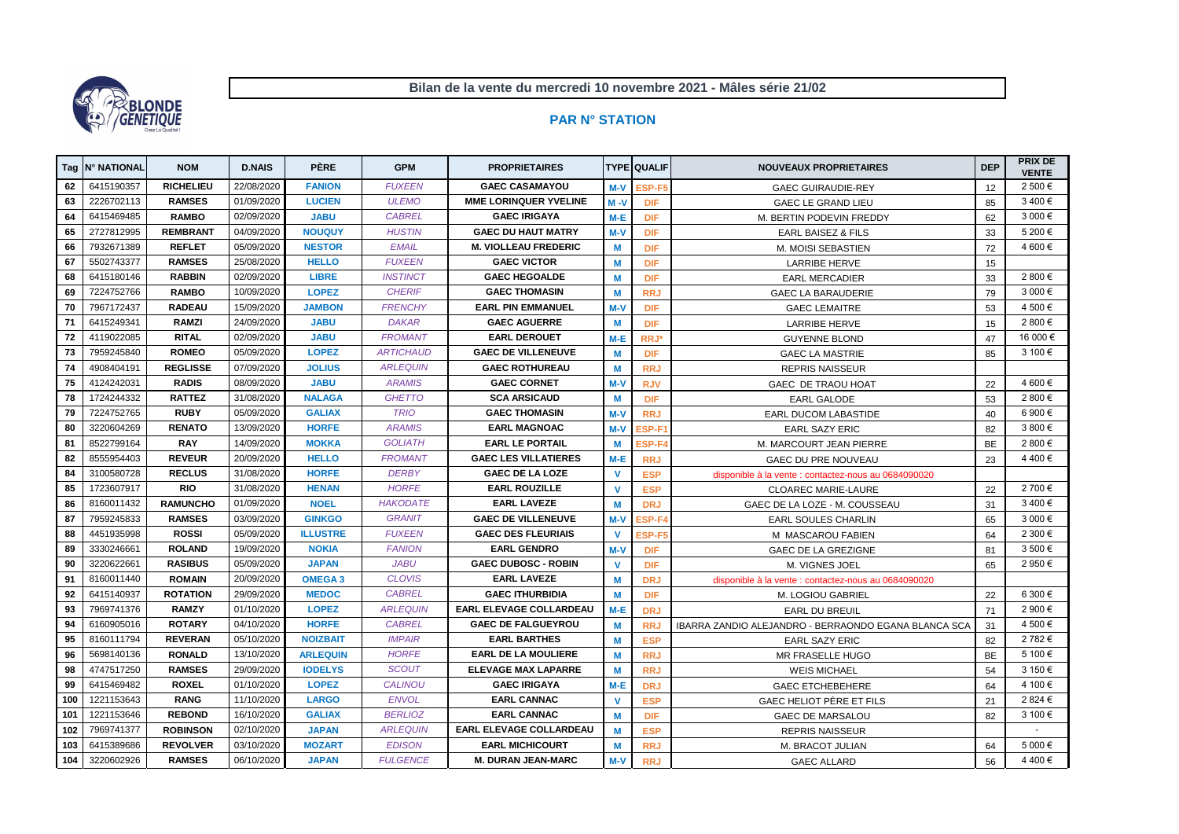# Bilan de la vente du mercredi 10 novembre 2021 - Mâles série 21/02

## PAR N° STATION

| Tag | N° NATIONAL | NOM | D.NAIS | PÈRE | GPM | PROPRIETAIRES | TYPE | QUALIF | NOUVEAUX PROPRIETAIRES | DEP | PRIX DE VENTE |
|---|---|---|---|---|---|---|---|---|---|---|---|
| 62 | 6415190357 | RICHELIEU | 22/08/2020 | FANION | FUXEEN | GAEC CASAMAYOU | M-V | ESP-F5 | GAEC GUIRAUDIE-REY | 12 | 2 500 € |
| 63 | 2226702113 | RAMSES | 01/09/2020 | LUCIEN | ULEMO | MME LORINQUER YVELINE | M -V | DIF | GAEC LE GRAND LIEU | 85 | 3 400 € |
| 64 | 6415469485 | RAMBO | 02/09/2020 | JABU | CABREL | GAEC IRIGAYA | M-E | DIF | M. BERTIN PODEVIN FREDDY | 62 | 3 000 € |
| 65 | 2727812995 | REMBRANT | 04/09/2020 | NOUQUY | HUSTIN | GAEC DU HAUT MATRY | M-V | DIF | EARL BAISEZ & FILS | 33 | 5 200 € |
| 66 | 7932671389 | REFLET | 05/09/2020 | NESTOR | EMAIL | M. VIOLLEAU FREDERIC | M | DIF | M. MOISI SEBASTIEN | 72 | 4 600 € |
| 67 | 5502743377 | RAMSES | 25/08/2020 | HELLO | FUXEEN | GAEC VICTOR | M | DIF | LARRIBE HERVE | 15 | |
| 68 | 6415180146 | RABBIN | 02/09/2020 | LIBRE | INSTINCT | GAEC HEGOALDE | M | DIF | EARL MERCADIER | 33 | 2 800 € |
| 69 | 7224752766 | RAMBO | 10/09/2020 | LOPEZ | CHERIF | GAEC THOMASIN | M | RRJ | GAEC LA BARAUDERIE | 79 | 3 000 € |
| 70 | 7967172437 | RADEAU | 15/09/2020 | JAMBON | FRENCHY | EARL PIN EMMANUEL | M-V | DIF | GAEC LEMAITRE | 53 | 4 500 € |
| 71 | 6415249341 | RAMZI | 24/09/2020 | JABU | DAKAR | GAEC AGUERRE | M | DIF | LARRIBE HERVE | 15 | 2 800 € |
| 72 | 4119022085 | RITAL | 02/09/2020 | JABU | FROMANT | EARL DEROUET | M-E | RRJ* | GUYENNE BLOND | 47 | 16 000 € |
| 73 | 7959245840 | ROMEO | 05/09/2020 | LOPEZ | ARTICHAUD | GAEC DE VILLENEUVE | M | DIF | GAEC LA MASTRIE | 85 | 3 100 € |
| 74 | 4908404191 | REGLISSE | 07/09/2020 | JOLIUS | ARLEQUIN | GAEC ROTHUREAU | M | RRJ | REPRIS NAISSEUR | | |
| 75 | 4124242031 | RADIS | 08/09/2020 | JABU | ARAMIS | GAEC CORNET | M-V | RJV | GAEC DE TRAOU HOAT | 22 | 4 600 € |
| 78 | 1724244332 | RATTEZ | 31/08/2020 | NALAGA | GHETTO | SCA ARSICAUD | M | DIF | EARL GALODE | 53 | 2 800 € |
| 79 | 7224752765 | RUBY | 05/09/2020 | GALIAX | TRIO | GAEC THOMASIN | M-V | RRJ | EARL DUCOM LABASTIDE | 40 | 6 900 € |
| 80 | 3220604269 | RENATO | 13/09/2020 | HORFE | ARAMIS | EARL MAGNOAC | M-V | ESP-F1 | EARL SAZY ERIC | 82 | 3 800 € |
| 81 | 8522799164 | RAY | 14/09/2020 | MOKKA | GOLIATH | EARL LE PORTAIL | M | ESP-F4 | M. MARCOURT JEAN PIERRE | BE | 2 800 € |
| 82 | 8555954403 | REVEUR | 20/09/2020 | HELLO | FROMANT | GAEC LES VILLATIERES | M-E | RRJ | GAEC DU PRE NOUVEAU | 23 | 4 400 € |
| 84 | 3100580728 | RECLUS | 31/08/2020 | HORFE | DERBY | GAEC DE LA LOZE | V | ESP | disponible à la vente : contactez-nous au 0684090020 | | |
| 85 | 1723607917 | RIO | 31/08/2020 | HENAN | HORFE | EARL ROUZILLE | V | ESP | CLOAREC MARIE-LAURE | 22 | 2 700 € |
| 86 | 8160011432 | RAMUNCHO | 01/09/2020 | NOEL | HAKODATE | EARL LAVEZE | M | DRJ | GAEC DE LA LOZE - M. COUSSEAU | 31 | 3 400 € |
| 87 | 7959245833 | RAMSES | 03/09/2020 | GINKGO | GRANIT | GAEC DE VILLENEUVE | M-V | ESP-F4 | EARL SOULES CHARLIN | 65 | 3 000 € |
| 88 | 4451935998 | ROSSI | 05/09/2020 | ILLUSTRE | FUXEEN | GAEC DES FLEURIAIS | V | ESP-F5 | M MASCAROU FABIEN | 64 | 2 300 € |
| 89 | 3330246661 | ROLAND | 19/09/2020 | NOKIA | FANION | EARL GENDRO | M-V | DIF | GAEC DE LA GREZIGNE | 81 | 3 500 € |
| 90 | 3220622661 | RASIBUS | 05/09/2020 | JAPAN | JABU | GAEC DUBOSC - ROBIN | V | DIF | M. VIGNES JOEL | 65 | 2 950 € |
| 91 | 8160011440 | ROMAIN | 20/09/2020 | OMEGA 3 | CLOVIS | EARL LAVEZE | M | DRJ | disponible à la vente : contactez-nous au 0684090020 | | |
| 92 | 6415140937 | ROTATION | 29/09/2020 | MEDOC | CABREL | GAEC ITHURBIDIA | M | DIF | M. LOGIOU GABRIEL | 22 | 6 300 € |
| 93 | 7969741376 | RAMZY | 01/10/2020 | LOPEZ | ARLEQUIN | EARL ELEVAGE COLLARDEAU | M-E | DRJ | EARL DU BREUIL | 71 | 2 900 € |
| 94 | 6160905016 | ROTARY | 04/10/2020 | HORFE | CABREL | GAEC DE FALGUEYROU | M | RRJ | IBARRA ZANDIO ALEJANDRO - BERRAONDO EGANA BLANCA SCA | 31 | 4 500 € |
| 95 | 8160111794 | REVERAN | 05/10/2020 | NOIZBAIT | IMPAIR | EARL BARTHES | M | ESP | EARL SAZY ERIC | 82 | 2 782 € |
| 96 | 5698140136 | RONALD | 13/10/2020 | ARLEQUIN | HORFE | EARL DE LA MOULIERE | M | RRJ | MR FRASELLE HUGO | BE | 5 100 € |
| 98 | 4747517250 | RAMSES | 29/09/2020 | IODELYS | SCOUT | ELEVAGE MAX LAPARRE | M | RRJ | WEIS MICHAEL | 54 | 3 150 € |
| 99 | 6415469482 | ROXEL | 01/10/2020 | LOPEZ | CALINOU | GAEC IRIGAYA | M-E | DRJ | GAEC ETCHEBEHERE | 64 | 4 100 € |
| 100 | 1221153643 | RANG | 11/10/2020 | LARGO | ENVOL | EARL CANNAC | V | ESP | GAEC HELIOT PÈRE ET FILS | 21 | 2 824 € |
| 101 | 1221153646 | REBOND | 16/10/2020 | GALIAX | BERLIOZ | EARL CANNAC | M | DIF | GAEC DE MARSALOU | 82 | 3 100 € |
| 102 | 7969741377 | ROBINSON | 02/10/2020 | JAPAN | ARLEQUIN | EARL ELEVAGE COLLARDEAU | M | ESP | REPRIS NAISSEUR | | - |
| 103 | 6415389686 | REVOLVER | 03/10/2020 | MOZART | EDISON | EARL MICHICOURT | M | RRJ | M. BRACOT JULIAN | 64 | 5 000 € |
| 104 | 3220602926 | RAMSES | 06/10/2020 | JAPAN | FULGENCE | M. DURAN JEAN-MARC | M-V | RRJ | GAEC ALLARD | 56 | 4 400 € |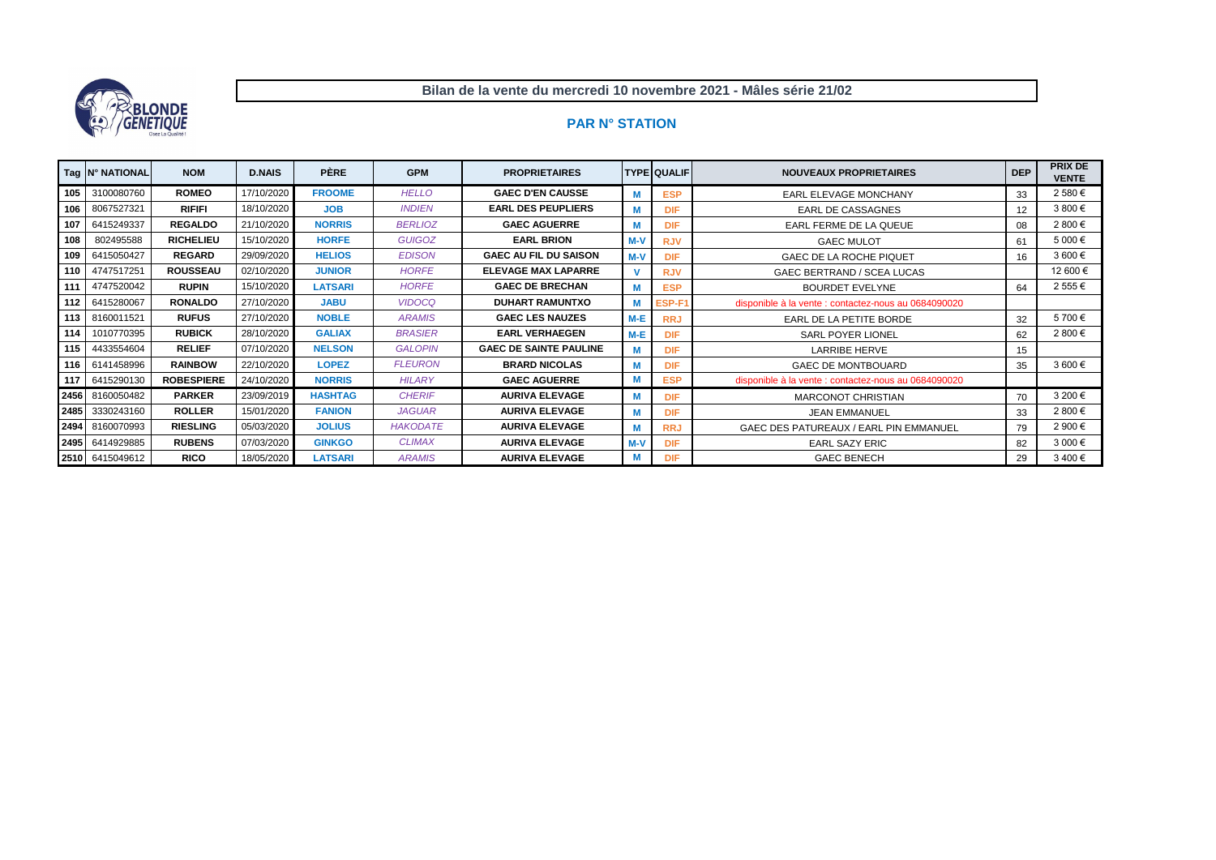BLONDE GENETIQUE

# Bilan de la vente du mercredi 10 novembre 2021 - Mâles série 21/02

## PAR N° STATION

| Tag | N° NATIONAL | NOM | D.NAIS | PÈRE | GPM | PROPRIETAIRES | TYPE | QUALIF | NOUVEAUX PROPRIETAIRES | DEP | PRIX DE VENTE |
|---|---|---|---|---|---|---|---|---|---|---|---|
| 105 | 3100080760 | ROMEO | 17/10/2020 | FROOME | HELLO | GAEC D'EN CAUSSE | M | ESP | EARL ELEVAGE MONCHANY | 33 | 2 580 € |
| 106 | 8067527321 | RIFIFI | 18/10/2020 | JOB | INDIEN | EARL DES PEUPLIERS | M | DIF | EARL DE CASSAGNES | 12 | 3 800 € |
| 107 | 6415249337 | REGALDO | 21/10/2020 | NORRIS | BERLIOZ | GAEC AGUERRE | M | DIF | EARL FERME DE LA QUEUE | 08 | 2 800 € |
| 108 | 802495588 | RICHELIEU | 15/10/2020 | HORFE | GUIGOZ | EARL BRION | M-V | RJV | GAEC MULOT | 61 | 5 000 € |
| 109 | 6415050427 | REGARD | 29/09/2020 | HELIOS | EDISON | GAEC AU FIL DU SAISON | M-V | DIF | GAEC DE LA ROCHE PIQUET | 16 | 3 600 € |
| 110 | 4747517251 | ROUSSEAU | 02/10/2020 | JUNIOR | HORFE | ELEVAGE MAX LAPARRE | V | RJV | GAEC BERTRAND / SCEA LUCAS | | 12 600 € |
| 111 | 4747520042 | RUPIN | 15/10/2020 | LATSARI | HORFE | GAEC DE BRECHAN | M | ESP | BOURDET EVELYNE | 64 | 2 555 € |
| 112 | 6415280067 | RONALDO | 27/10/2020 | JABU | VIDOCQ | DUHART RAMUNTXO | M | ESP-F1 | disponible à la vente : contactez-nous au 0684090020 | | |
| 113 | 8160011521 | RUFUS | 27/10/2020 | NOBLE | ARAMIS | GAEC LES NAUZES | M-E | RRJ | EARL DE LA PETITE BORDE | 32 | 5 700 € |
| 114 | 1010770395 | RUBICK | 28/10/2020 | GALIAX | BRASIER | EARL VERHAEGEN | M-E | DIF | SARL POYER LIONEL | 62 | 2 800 € |
| 115 | 4433554604 | RELIEF | 07/10/2020 | NELSON | GALOPIN | GAEC DE SAINTE PAULINE | M | DIF | LARRIBE HERVE | 15 | |
| 116 | 6141458996 | RAINBOW | 22/10/2020 | LOPEZ | FLEURON | BRARD NICOLAS | M | DIF | GAEC DE MONTBOUARD | 35 | 3 600 € |
| 117 | 6415290130 | ROBESPIERE | 24/10/2020 | NORRIS | HILARY | GAEC AGUERRE | M | ESP | disponible à la vente : contactez-nous au 0684090020 | | |
| 2456 | 8160050482 | PARKER | 23/09/2019 | HASHTAG | CHERIF | AURIVA ELEVAGE | M | DIF | MARCONOT CHRISTIAN | 70 | 3 200 € |
| 2485 | 3330243160 | ROLLER | 15/01/2020 | FANION | JAGUAR | AURIVA ELEVAGE | M | DIF | JEAN EMMANUEL | 33 | 2 800 € |
| 2494 | 8160070993 | RIESLING | 05/03/2020 | JOLIUS | HAKODATE | AURIVA ELEVAGE | M | RRJ | GAEC DES PATUREAUX / EARL PIN EMMANUEL | 79 | 2 900 € |
| 2495 | 6414929885 | RUBENS | 07/03/2020 | GINKGO | CLIMAX | AURIVA ELEVAGE | M-V | DIF | EARL SAZY ERIC | 82 | 3 000 € |
| 2510 | 6415049612 | RICO | 18/05/2020 | LATSARI | ARAMIS | AURIVA ELEVAGE | M | DIF | GAEC BENECH | 29 | 3 400 € |